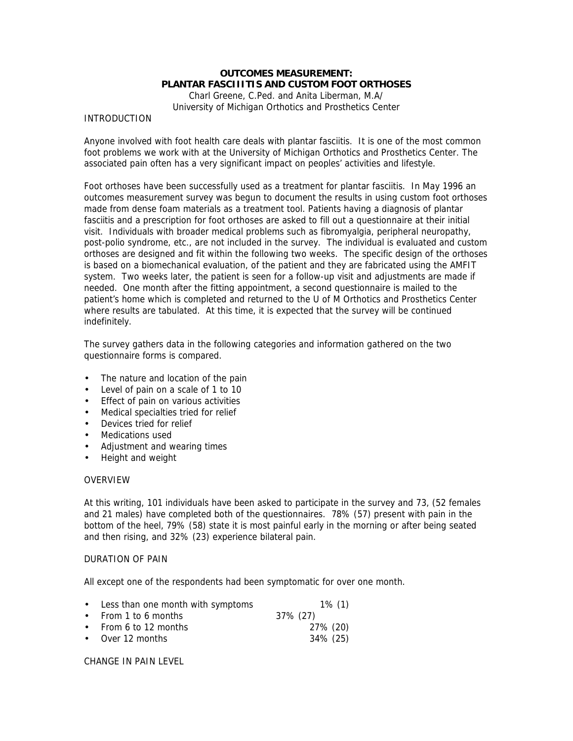# OUTCOMES MEASUREMENT: PLANTAR FASCIITIS AND CUSTOM FOOT ORTHOSES

Charl Greene, C.Ped. and Anita Liberman, M.A/
University of Michigan Orthotics and Prosthetics Center

## INTRODUCTION

Anyone involved with foot health care deals with plantar fasciitis. It is one of the most common foot problems we work with at the University of Michigan Orthotics and Prosthetics Center. The associated pain often has a very significant impact on peoples' activities and lifestyle.

Foot orthoses have been successfully used as a treatment for plantar fasciitis. In May 1996 an outcomes measurement survey was begun to document the results in using custom foot orthoses made from dense foam materials as a treatment tool. Patients having a diagnosis of plantar fasciitis and a prescription for foot orthoses are asked to fill out a questionnaire at their initial visit. Individuals with broader medical problems such as fibromyalgia, peripheral neuropathy, post-polio syndrome, etc., are not included in the survey. The individual is evaluated and custom orthoses are designed and fit within the following two weeks. The specific design of the orthoses is based on a biomechanical evaluation, of the patient and they are fabricated using the AMFIT system. Two weeks later, the patient is seen for a follow-up visit and adjustments are made if needed. One month after the fitting appointment, a second questionnaire is mailed to the patient's home which is completed and returned to the U of M Orthotics and Prosthetics Center where results are tabulated. At this time, it is expected that the survey will be continued indefinitely.

The survey gathers data in the following categories and information gathered on the two questionnaire forms is compared.

- The nature and location of the pain
- Level of pain on a scale of 1 to 10
- Effect of pain on various activities
- Medical specialties tried for relief
- Devices tried for relief
- Medications used
- Adjustment and wearing times
- Height and weight

## OVERVIEW

At this writing, 101 individuals have been asked to participate in the survey and 73, (52 females and 21 males) have completed both of the questionnaires. 78% (57) present with pain in the bottom of the heel, 79% (58) state it is most painful early in the morning or after being seated and then rising, and 32% (23) experience bilateral pain.

## DURATION OF PAIN

All except one of the respondents had been symptomatic for over one month.

- Less than one month with symptoms 1% (1)
- From 1 to 6 months 37% (27)
- From 6 to 12 months 27% (20)
- Over 12 months 34% (25)

## CHANGE IN PAIN LEVEL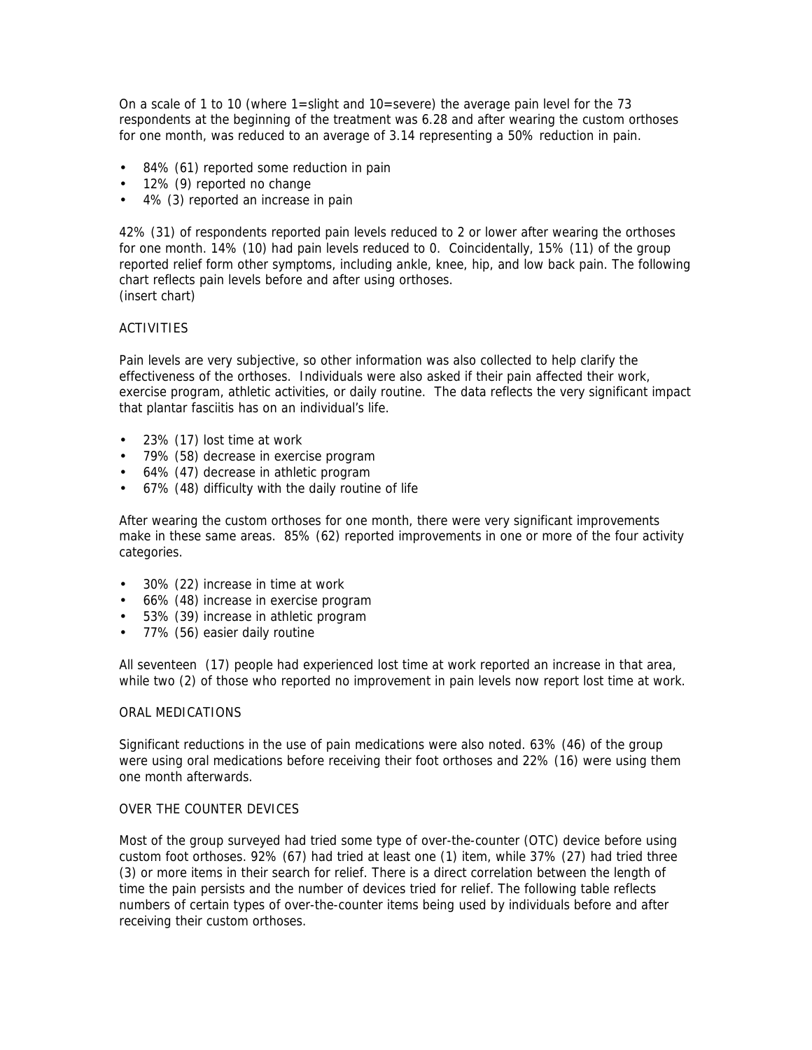On a scale of 1 to 10 (where 1=slight and 10=severe) the average pain level for the 73 respondents at the beginning of the treatment was 6.28 and after wearing the custom orthoses for one month, was reduced to an average of 3.14 representing a 50% reduction in pain.

- 84% (61) reported some reduction in pain
- 12% (9) reported no change
- 4% (3) reported an increase in pain

42% (31) of respondents reported pain levels reduced to 2 or lower after wearing the orthoses for one month. 14% (10) had pain levels reduced to 0. Coincidentally, 15% (11) of the group reported relief form other symptoms, including ankle, knee, hip, and low back pain. The following chart reflects pain levels before and after using orthoses.
(insert chart)

## ACTIVITIES

Pain levels are very subjective, so other information was also collected to help clarify the effectiveness of the orthoses. Individuals were also asked if their pain affected their work, exercise program, athletic activities, or daily routine. The data reflects the very significant impact that plantar fasciitis has on an individual's life.

- 23% (17) lost time at work
- 79% (58) decrease in exercise program
- 64% (47) decrease in athletic program
- 67% (48) difficulty with the daily routine of life

After wearing the custom orthoses for one month, there were very significant improvements make in these same areas. 85% (62) reported improvements in one or more of the four activity categories.

- 30% (22) increase in time at work
- 66% (48) increase in exercise program
- 53% (39) increase in athletic program
- 77% (56) easier daily routine

All seventeen (17) people had experienced lost time at work reported an increase in that area, while two (2) of those who reported no improvement in pain levels now report lost time at work.

## ORAL MEDICATIONS

Significant reductions in the use of pain medications were also noted. 63% (46) of the group were using oral medications before receiving their foot orthoses and 22% (16) were using them one month afterwards.

## OVER THE COUNTER DEVICES

Most of the group surveyed had tried some type of over-the-counter (OTC) device before using custom foot orthoses. 92% (67) had tried at least one (1) item, while 37% (27) had tried three (3) or more items in their search for relief. There is a direct correlation between the length of time the pain persists and the number of devices tried for relief. The following table reflects numbers of certain types of over-the-counter items being used by individuals before and after receiving their custom orthoses.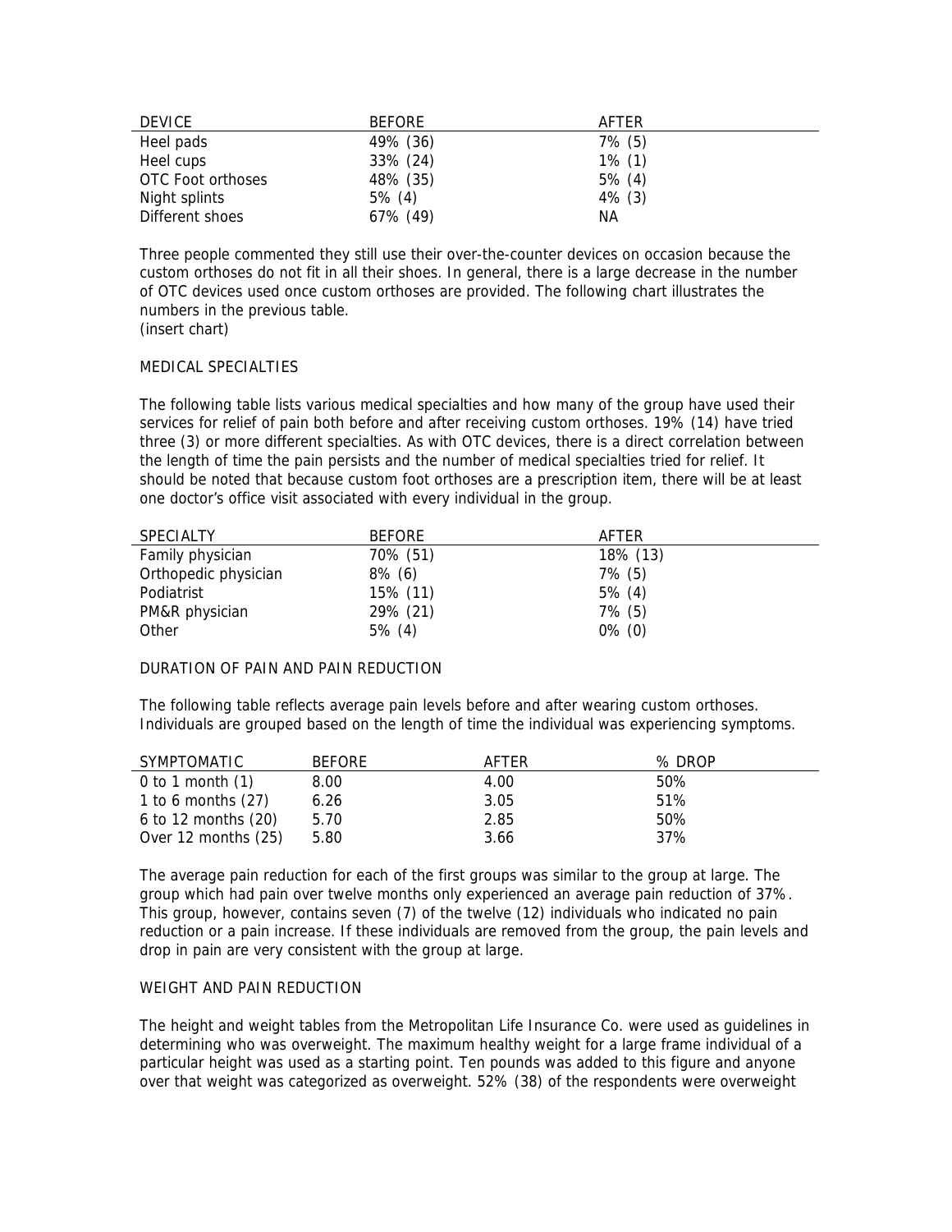| DEVICE | BEFORE | AFTER |
|---|---|---|
| Heel pads | 49% (36) | 7% (5) |
| Heel cups | 33% (24) | 1% (1) |
| OTC Foot orthoses | 48% (35) | 5% (4) |
| Night splints | 5% (4) | 4% (3) |
| Different shoes | 67% (49) | NA |

Three people commented they still use their over-the-counter devices on occasion because the custom orthoses do not fit in all their shoes. In general, there is a large decrease in the number of OTC devices used once custom orthoses are provided. The following chart illustrates the numbers in the previous table.
(insert chart)

## MEDICAL SPECIALTIES

The following table lists various medical specialties and how many of the group have used their services for relief of pain both before and after receiving custom orthoses. 19% (14) have tried three (3) or more different specialties. As with OTC devices, there is a direct correlation between the length of time the pain persists and the number of medical specialties tried for relief. It should be noted that because custom foot orthoses are a prescription item, there will be at least one doctor's office visit associated with every individual in the group.

| SPECIALTY | BEFORE | AFTER |
|---|---|---|
| Family physician | 70% (51) | 18% (13) |
| Orthopedic physician | 8% (6) | 7% (5) |
| Podiatrist | 15% (11) | 5% (4) |
| PM&R physician | 29% (21) | 7% (5) |
| Other | 5% (4) | 0% (0) |

## DURATION OF PAIN AND PAIN REDUCTION

The following table reflects average pain levels before and after wearing custom orthoses. Individuals are grouped based on the length of time the individual was experiencing symptoms.

| SYMPTOMATIC | BEFORE | AFTER | % DROP |
|---|---|---|---|
| 0 to 1 month (1) | 8.00 | 4.00 | 50% |
| 1 to 6 months (27) | 6.26 | 3.05 | 51% |
| 6 to 12 months (20) | 5.70 | 2.85 | 50% |
| Over 12 months (25) | 5.80 | 3.66 | 37% |

The average pain reduction for each of the first groups was similar to the group at large. The group which had pain over twelve months only experienced an average pain reduction of 37%. This group, however, contains seven (7) of the twelve (12) individuals who indicated no pain reduction or a pain increase. If these individuals are removed from the group, the pain levels and drop in pain are very consistent with the group at large.

## WEIGHT AND PAIN REDUCTION

The height and weight tables from the Metropolitan Life Insurance Co. were used as guidelines in determining who was overweight. The maximum healthy weight for a large frame individual of a particular height was used as a starting point. Ten pounds was added to this figure and anyone over that weight was categorized as overweight. 52% (38) of the respondents were overweight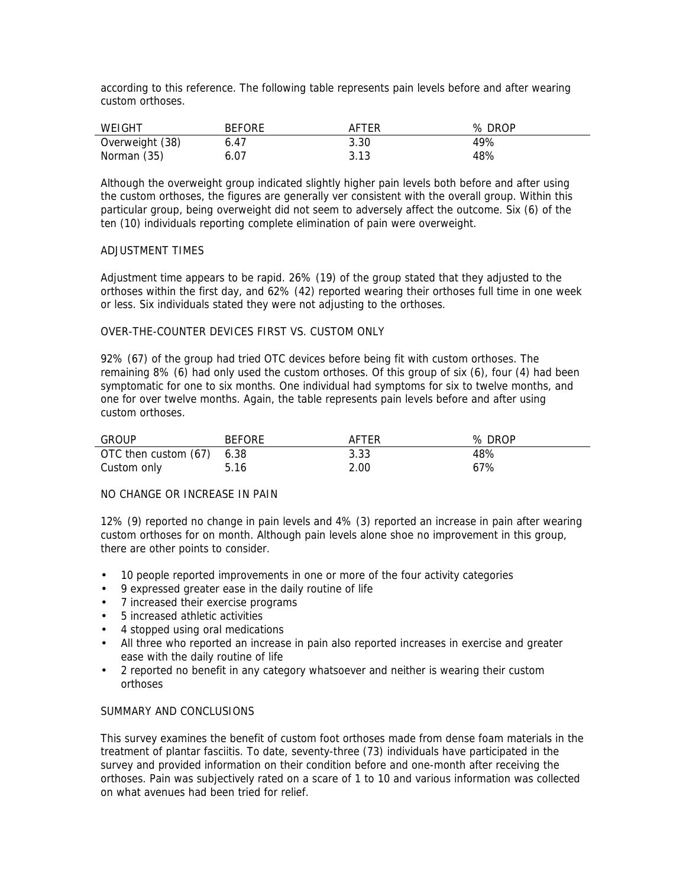according to this reference. The following table represents pain levels before and after wearing custom orthoses.

| WEIGHT | BEFORE | AFTER | % DROP |
|---|---|---|---|
| Overweight (38) | 6.47 | 3.30 | 49% |
| Norman (35) | 6.07 | 3.13 | 48% |

Although the overweight group indicated slightly higher pain levels both before and after using the custom orthoses, the figures are generally ver consistent with the overall group. Within this particular group, being overweight did not seem to adversely affect the outcome. Six (6) of the ten (10) individuals reporting complete elimination of pain were overweight.

## ADJUSTMENT TIMES

Adjustment time appears to be rapid. 26% (19) of the group stated that they adjusted to the orthoses within the first day, and 62% (42) reported wearing their orthoses full time in one week or less. Six individuals stated they were not adjusting to the orthoses.

## OVER-THE-COUNTER DEVICES FIRST VS. CUSTOM ONLY

92% (67) of the group had tried OTC devices before being fit with custom orthoses. The remaining 8% (6) had only used the custom orthoses. Of this group of six (6), four (4) had been symptomatic for one to six months. One individual had symptoms for six to twelve months, and one for over twelve months. Again, the table represents pain levels before and after using custom orthoses.

| GROUP | BEFORE | AFTER | % DROP |
|---|---|---|---|
| OTC then custom (67) | 6.38 | 3.33 | 48% |
| Custom only | 5.16 | 2.00 | 67% |

## NO CHANGE OR INCREASE IN PAIN

12% (9) reported no change in pain levels and 4% (3) reported an increase in pain after wearing custom orthoses for on month. Although pain levels alone shoe no improvement in this group, there are other points to consider.

- 10 people reported improvements in one or more of the four activity categories
- 9 expressed greater ease in the daily routine of life
- 7 increased their exercise programs
- 5 increased athletic activities
- 4 stopped using oral medications
- All three who reported an increase in pain also reported increases in exercise and greater ease with the daily routine of life
- 2 reported no benefit in any category whatsoever and neither is wearing their custom orthoses

## SUMMARY AND CONCLUSIONS

This survey examines the benefit of custom foot orthoses made from dense foam materials in the treatment of plantar fasciitis. To date, seventy-three (73) individuals have participated in the survey and provided information on their condition before and one-month after receiving the orthoses. Pain was subjectively rated on a scare of 1 to 10 and various information was collected on what avenues had been tried for relief.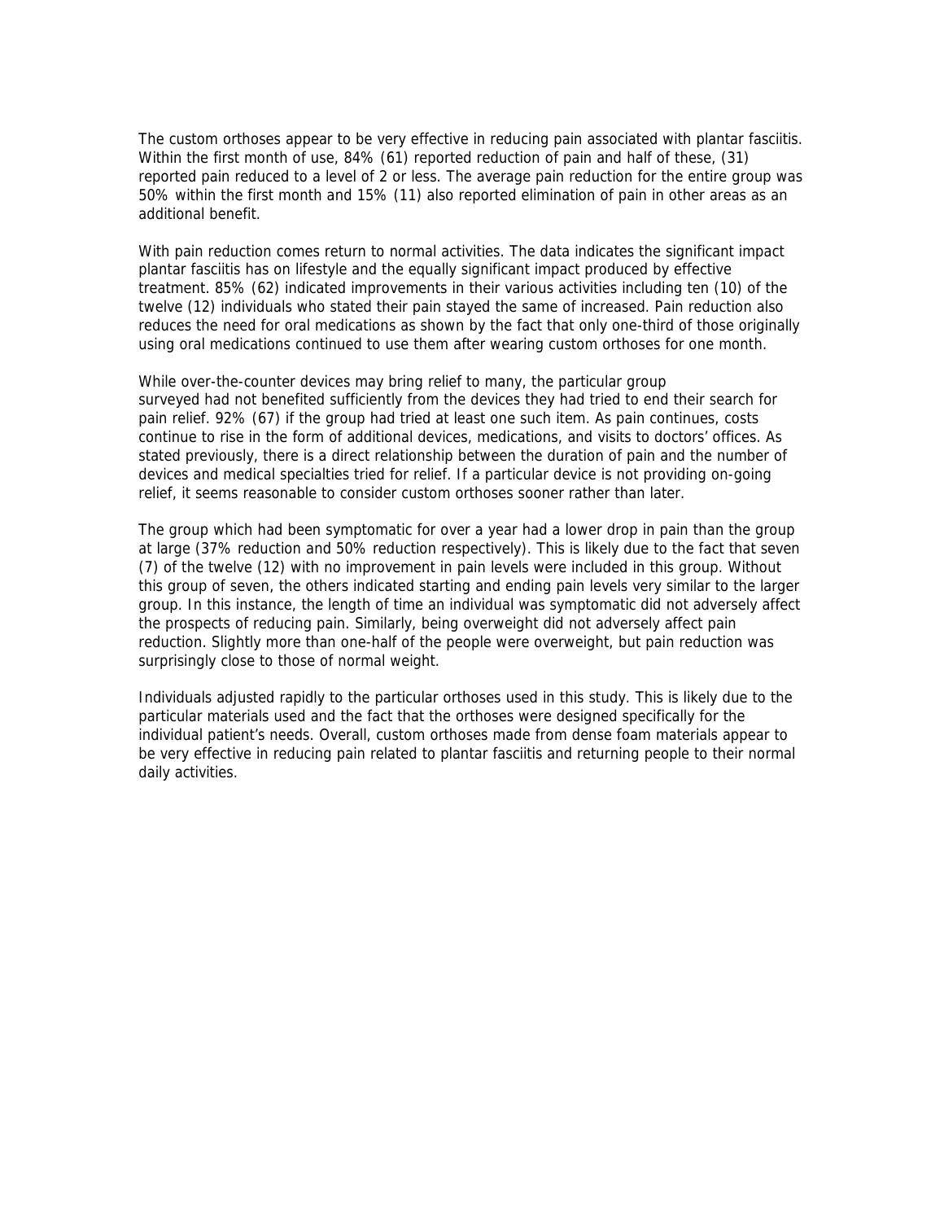The custom orthoses appear to be very effective in reducing pain associated with plantar fasciitis. Within the first month of use, 84% (61) reported reduction of pain and half of these, (31) reported pain reduced to a level of 2 or less. The average pain reduction for the entire group was 50% within the first month and 15% (11) also reported elimination of pain in other areas as an additional benefit.

With pain reduction comes return to normal activities. The data indicates the significant impact plantar fasciitis has on lifestyle and the equally significant impact produced by effective treatment. 85% (62) indicated improvements in their various activities including ten (10) of the twelve (12) individuals who stated their pain stayed the same of increased. Pain reduction also reduces the need for oral medications as shown by the fact that only one-third of those originally using oral medications continued to use them after wearing custom orthoses for one month.

While over-the-counter devices may bring relief to many, the particular group surveyed had not benefited sufficiently from the devices they had tried to end their search for pain relief. 92% (67) if the group had tried at least one such item. As pain continues, costs continue to rise in the form of additional devices, medications, and visits to doctors' offices. As stated previously, there is a direct relationship between the duration of pain and the number of devices and medical specialties tried for relief. If a particular device is not providing on-going relief, it seems reasonable to consider custom orthoses sooner rather than later.

The group which had been symptomatic for over a year had a lower drop in pain than the group at large (37% reduction and 50% reduction respectively). This is likely due to the fact that seven (7) of the twelve (12) with no improvement in pain levels were included in this group. Without this group of seven, the others indicated starting and ending pain levels very similar to the larger group. In this instance, the length of time an individual was symptomatic did not adversely affect the prospects of reducing pain. Similarly, being overweight did not adversely affect pain reduction. Slightly more than one-half of the people were overweight, but pain reduction was surprisingly close to those of normal weight.

Individuals adjusted rapidly to the particular orthoses used in this study. This is likely due to the particular materials used and the fact that the orthoses were designed specifically for the individual patient's needs. Overall, custom orthoses made from dense foam materials appear to be very effective in reducing pain related to plantar fasciitis and returning people to their normal daily activities.